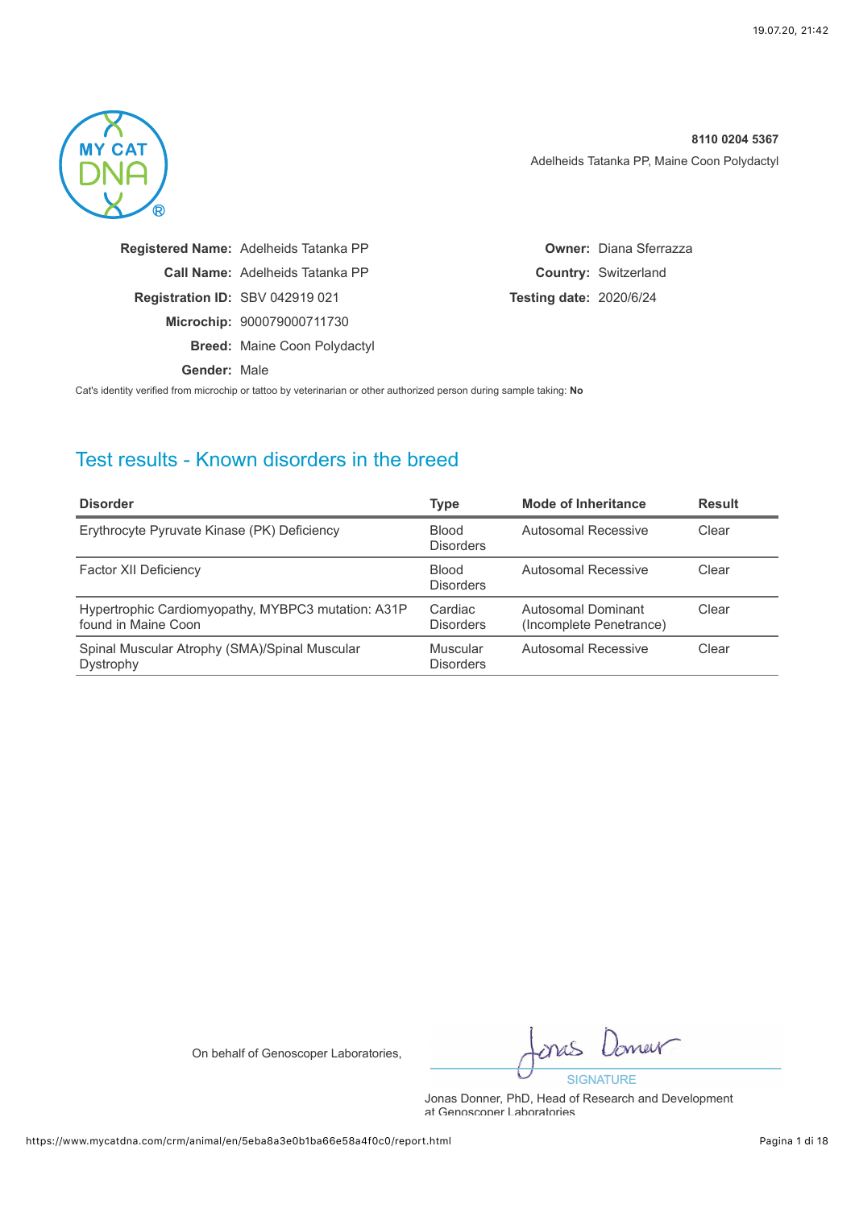**8110 0204 5367**

Adelheids Tatanka PP, Maine Coon Polydactyl

**Registered Name:** Adelheids Tatanka PP

**Call Name:** Adelheids Tatanka PP

**Registration ID:** SBV 042919 021

**Microchip:** 900079000711730

**Breed:** Maine Coon Polydactyl

**Gender:** Male

**Owner:** Diana Sferrazza

**Country:** Switzerland

**Testing date:** 2020/6/24

Cat's identity verified from microchip or tattoo by veterinarian or other authorized person during sample taking: **No**

## Test results - Known disorders in the breed

| Disorder | Type | Mode of Inheritance | Result |
|---|---|---|---|
| Erythrocyte Pyruvate Kinase (PK) Deficiency | Blood Disorders | Autosomal Recessive | Clear |
| Factor XII Deficiency | Blood Disorders | Autosomal Recessive | Clear |
| Hypertrophic Cardiomyopathy, MYBPC3 mutation: A31P found in Maine Coon | Cardiac Disorders | Autosomal Dominant (Incomplete Penetrance) | Clear |
| Spinal Muscular Atrophy (SMA)/Spinal Muscular Dystrophy | Muscular Disorders | Autosomal Recessive | Clear |

On behalf of Genoscoper Laboratories,

SIGNATURE

Jonas Donner, PhD, Head of Research and Development at Genoscoper Laboratories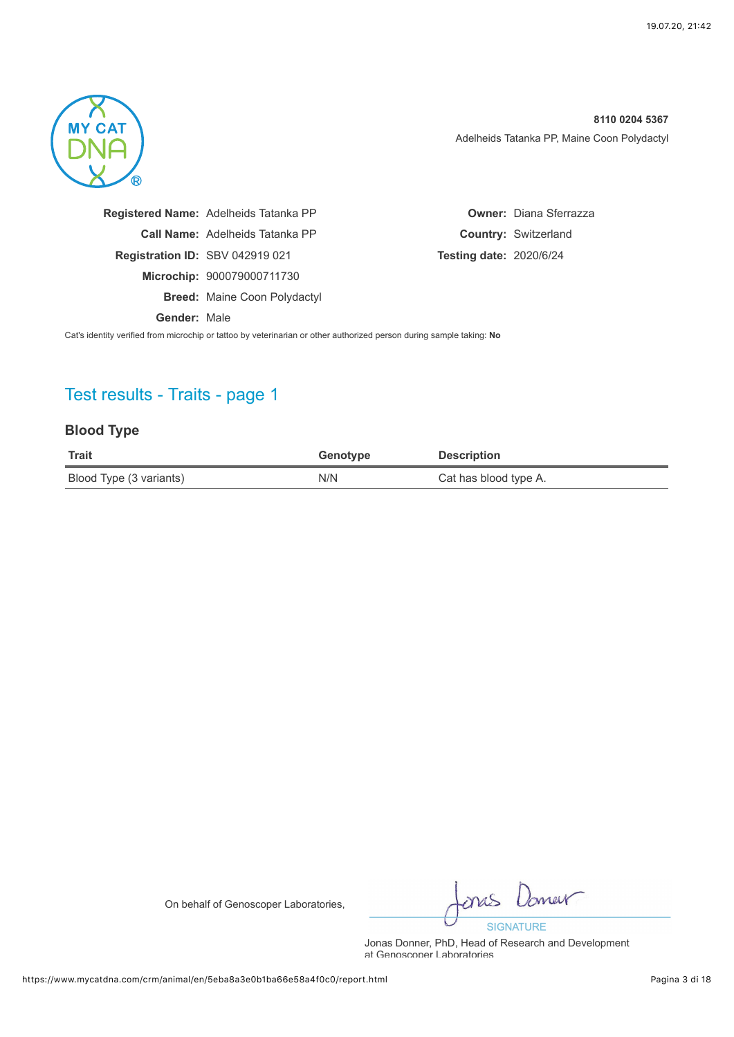**8110 0204 5367**

Adelheids Tatanka PP, Maine Coon Polydactyl

**Registered Name:** Adelheids Tatanka PP

**Call Name:** Adelheids Tatanka PP

**Registration ID:** SBV 042919 021

**Microchip:** 900079000711730

**Breed:** Maine Coon Polydactyl

**Gender:** Male

**Owner:** Diana Sferrazza

**Country:** Switzerland

**Testing date:** 2020/6/24

Cat's identity verified from microchip or tattoo by veterinarian or other authorized person during sample taking: **No**

## Test results - Traits - page 1

### Blood Type

| Trait | Genotype | Description |
|---|---|---|
| Blood Type (3 variants) | N/N | Cat has blood type A. |

On behalf of Genoscoper Laboratories,

SIGNATURE

Jonas Donner, PhD, Head of Research and Development at Genoscoper Laboratories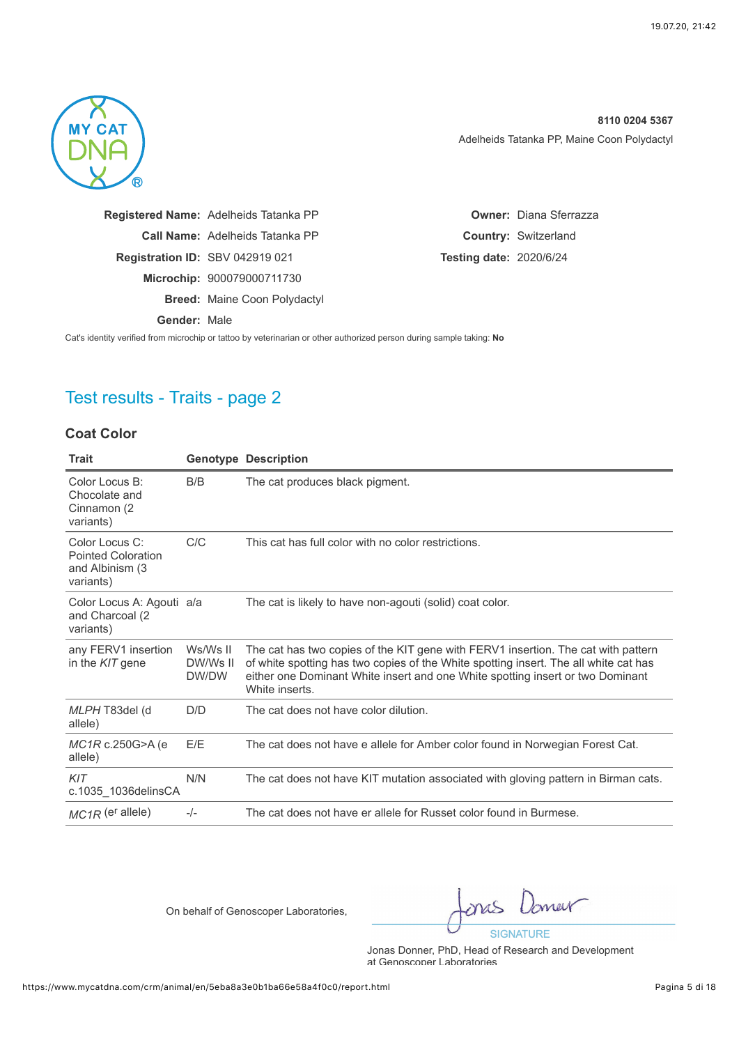**8110 0204 5367**

Adelheids Tatanka PP, Maine Coon Polydactyl

**Registered Name:** Adelheids Tatanka PP
**Call Name:** Adelheids Tatanka PP
**Registration ID:** SBV 042919 021
**Microchip:** 900079000711730
**Breed:** Maine Coon Polydactyl
**Gender:** Male

**Owner:** Diana Sferrazza
**Country:** Switzerland
**Testing date:** 2020/6/24

Cat's identity verified from microchip or tattoo by veterinarian or other authorized person during sample taking: **No**

## Test results - Traits - page 2

### Coat Color

| Trait | Genotype | Description |
|---|---|---|
| Color Locus B: Chocolate and Cinnamon (2 variants) | B/B | The cat produces black pigment. |
| Color Locus C: Pointed Coloration and Albinism (3 variants) | C/C | This cat has full color with no color restrictions. |
| Color Locus A: Agouti and Charcoal (2 variants) | a/a | The cat is likely to have non-agouti (solid) coat color. |
| any FERV1 insertion in the *KIT* gene | Ws/Ws II DW/Ws II DW/DW | The cat has two copies of the KIT gene with FERV1 insertion. The cat with pattern of white spotting has two copies of the White spotting insert. The all white cat has either one Dominant White insert and one White spotting insert or two Dominant White inserts. |
| *MLPH* T83del (d allele) | D/D | The cat does not have color dilution. |
| *MC1R* c.250G>A (e allele) | E/E | The cat does not have e allele for Amber color found in Norwegian Forest Cat. |
| *KIT* c.1035_1036delinsCA | N/N | The cat does not have KIT mutation associated with gloving pattern in Birman cats. |
| *MC1R* (e$^{r}$ allele) | -/- | The cat does not have er allele for Russet color found in Burmese. |

On behalf of Genoscoper Laboratories,

SIGNATURE

Jonas Donner, PhD, Head of Research and Development at Genoscoper Laboratories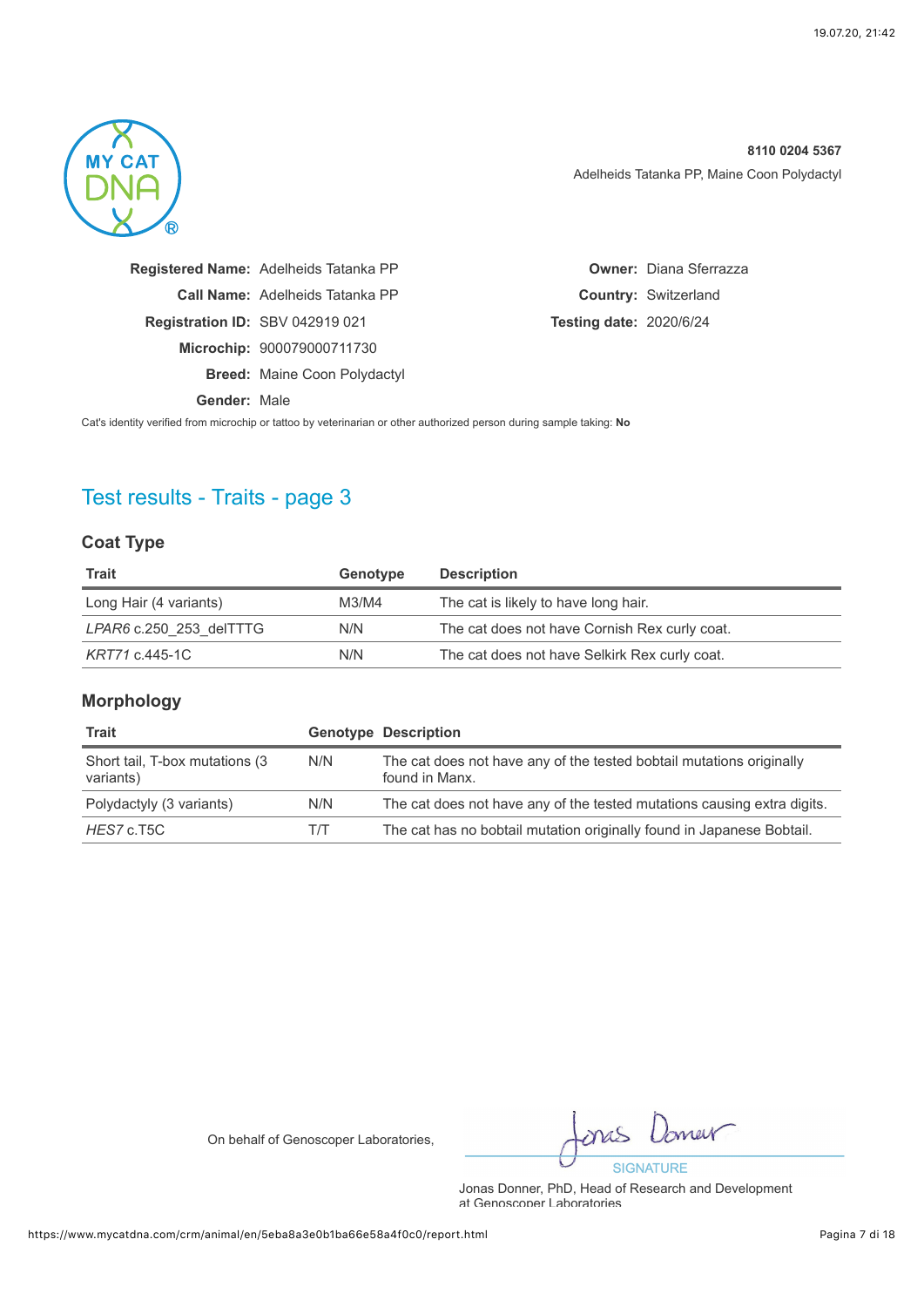**8110 0204 5367**

Adelheids Tatanka PP, Maine Coon Polydactyl

**Registered Name:** Adelheids Tatanka PP
**Call Name:** Adelheids Tatanka PP
**Registration ID:** SBV 042919 021
**Microchip:** 900079000711730
**Breed:** Maine Coon Polydactyl
**Gender:** Male

**Owner:** Diana Sferrazza
**Country:** Switzerland
**Testing date:** 2020/6/24

Cat's identity verified from microchip or tattoo by veterinarian or other authorized person during sample taking: **No**

## Test results - Traits - page 3

### Coat Type

| Trait | Genotype | Description |
|---|---|---|
| Long Hair (4 variants) | M3/M4 | The cat is likely to have long hair. |
| *LPAR6* c.250_253_delTTTG | N/N | The cat does not have Cornish Rex curly coat. |
| *KRT71* c.445-1C | N/N | The cat does not have Selkirk Rex curly coat. |

### Morphology

| Trait | Genotype | Description |
|---|---|---|
| Short tail, T-box mutations (3 variants) | N/N | The cat does not have any of the tested bobtail mutations originally found in Manx. |
| Polydactyly (3 variants) | N/N | The cat does not have any of the tested mutations causing extra digits. |
| *HES7* c.T5C | T/T | The cat has no bobtail mutation originally found in Japanese Bobtail. |

On behalf of Genoscoper Laboratories,

SIGNATURE

Jonas Donner, PhD, Head of Research and Development at Genoscoper Laboratories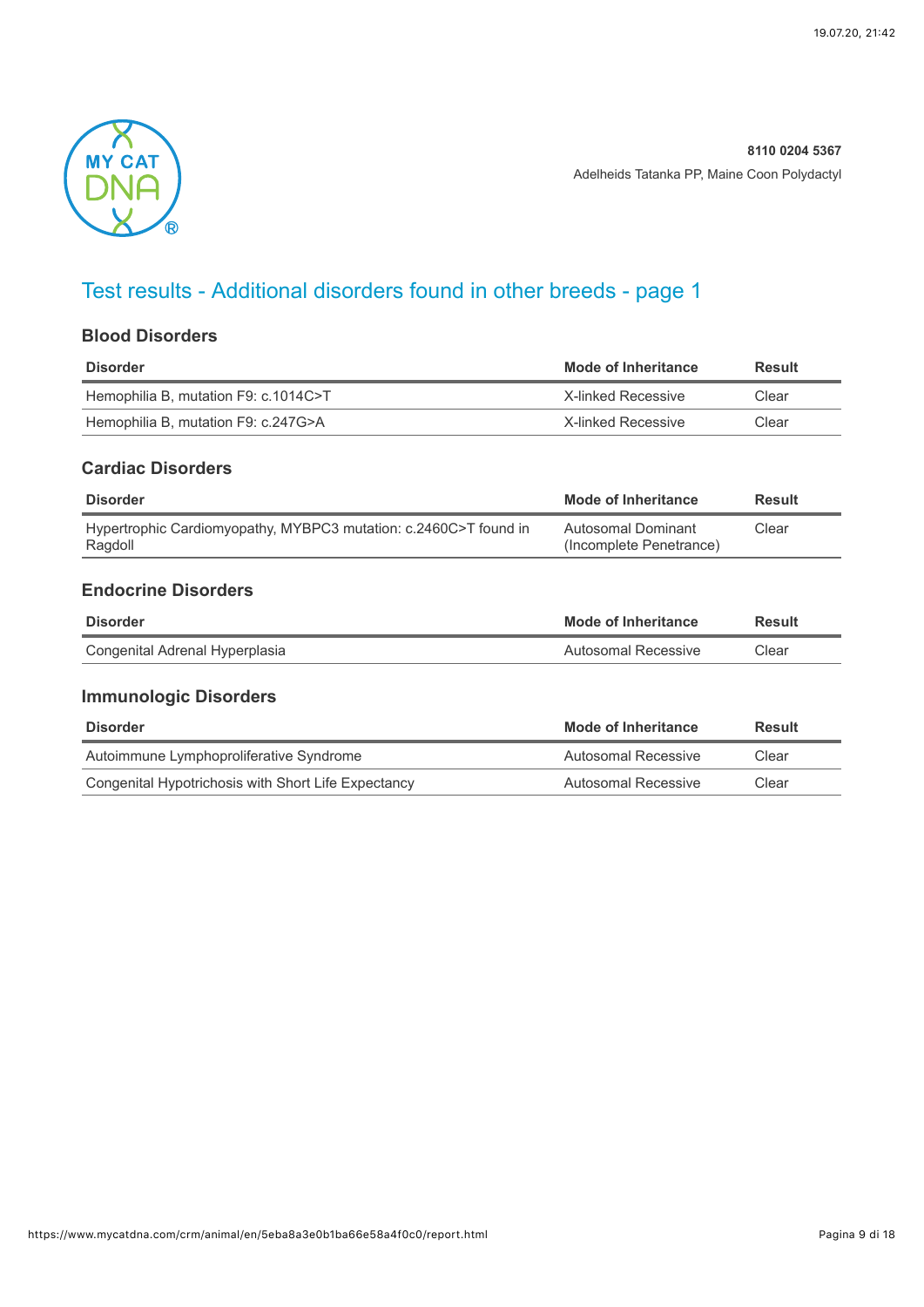8110 0204 5367

Adelheids Tatanka PP, Maine Coon Polydactyl

# Test results - Additional disorders found in other breeds - page 1

## Blood Disorders

| Disorder | Mode of Inheritance | Result |
| --- | --- | --- |
| Hemophilia B, mutation F9: c.1014C>T | X-linked Recessive | Clear |
| Hemophilia B, mutation F9: c.247G>A | X-linked Recessive | Clear |

## Cardiac Disorders

| Disorder | Mode of Inheritance | Result |
| --- | --- | --- |
| Hypertrophic Cardiomyopathy, MYBPC3 mutation: c.2460C>T found in Ragdoll | Autosomal Dominant (Incomplete Penetrance) | Clear |

## Endocrine Disorders

| Disorder | Mode of Inheritance | Result |
| --- | --- | --- |
| Congenital Adrenal Hyperplasia | Autosomal Recessive | Clear |

## Immunologic Disorders

| Disorder | Mode of Inheritance | Result |
| --- | --- | --- |
| Autoimmune Lymphoproliferative Syndrome | Autosomal Recessive | Clear |
| Congenital Hypotrichosis with Short Life Expectancy | Autosomal Recessive | Clear |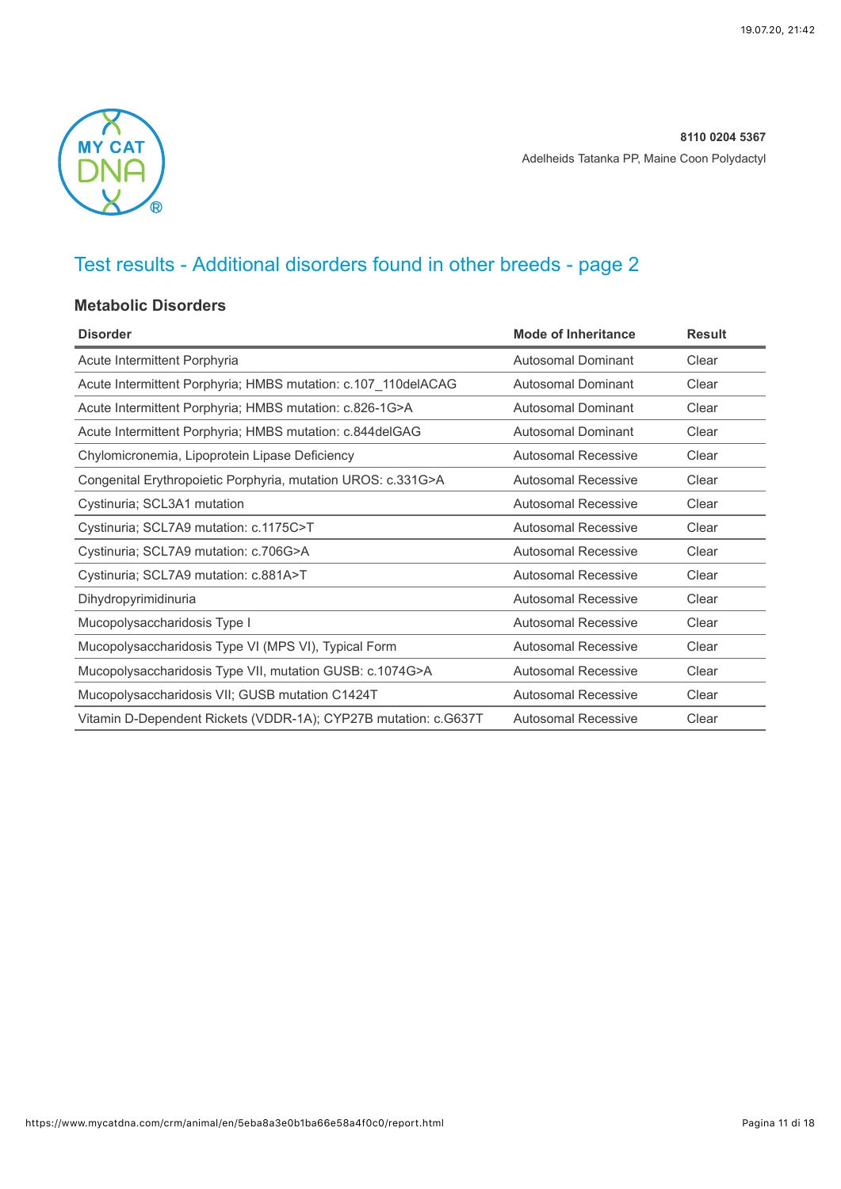8110 0204 5367

Adelheids Tatanka PP, Maine Coon Polydactyl

## Test results - Additional disorders found in other breeds - page 2

### Metabolic Disorders

| Disorder | Mode of Inheritance | Result |
|---|---|---|
| Acute Intermittent Porphyria | Autosomal Dominant | Clear |
| Acute Intermittent Porphyria; HMBS mutation: c.107_110delACAG | Autosomal Dominant | Clear |
| Acute Intermittent Porphyria; HMBS mutation: c.826-1G>A | Autosomal Dominant | Clear |
| Acute Intermittent Porphyria; HMBS mutation: c.844delGAG | Autosomal Dominant | Clear |
| Chylomicronemia, Lipoprotein Lipase Deficiency | Autosomal Recessive | Clear |
| Congenital Erythropoietic Porphyria, mutation UROS: c.331G>A | Autosomal Recessive | Clear |
| Cystinuria; SCL3A1 mutation | Autosomal Recessive | Clear |
| Cystinuria; SCL7A9 mutation: c.1175C>T | Autosomal Recessive | Clear |
| Cystinuria; SCL7A9 mutation: c.706G>A | Autosomal Recessive | Clear |
| Cystinuria; SCL7A9 mutation: c.881A>T | Autosomal Recessive | Clear |
| Dihydropyrimidinuria | Autosomal Recessive | Clear |
| Mucopolysaccharidosis Type I | Autosomal Recessive | Clear |
| Mucopolysaccharidosis Type VI (MPS VI), Typical Form | Autosomal Recessive | Clear |
| Mucopolysaccharidosis Type VII, mutation GUSB: c.1074G>A | Autosomal Recessive | Clear |
| Mucopolysaccharidosis VII; GUSB mutation C1424T | Autosomal Recessive | Clear |
| Vitamin D-Dependent Rickets (VDDR-1A); CYP27B mutation: c.G637T | Autosomal Recessive | Clear |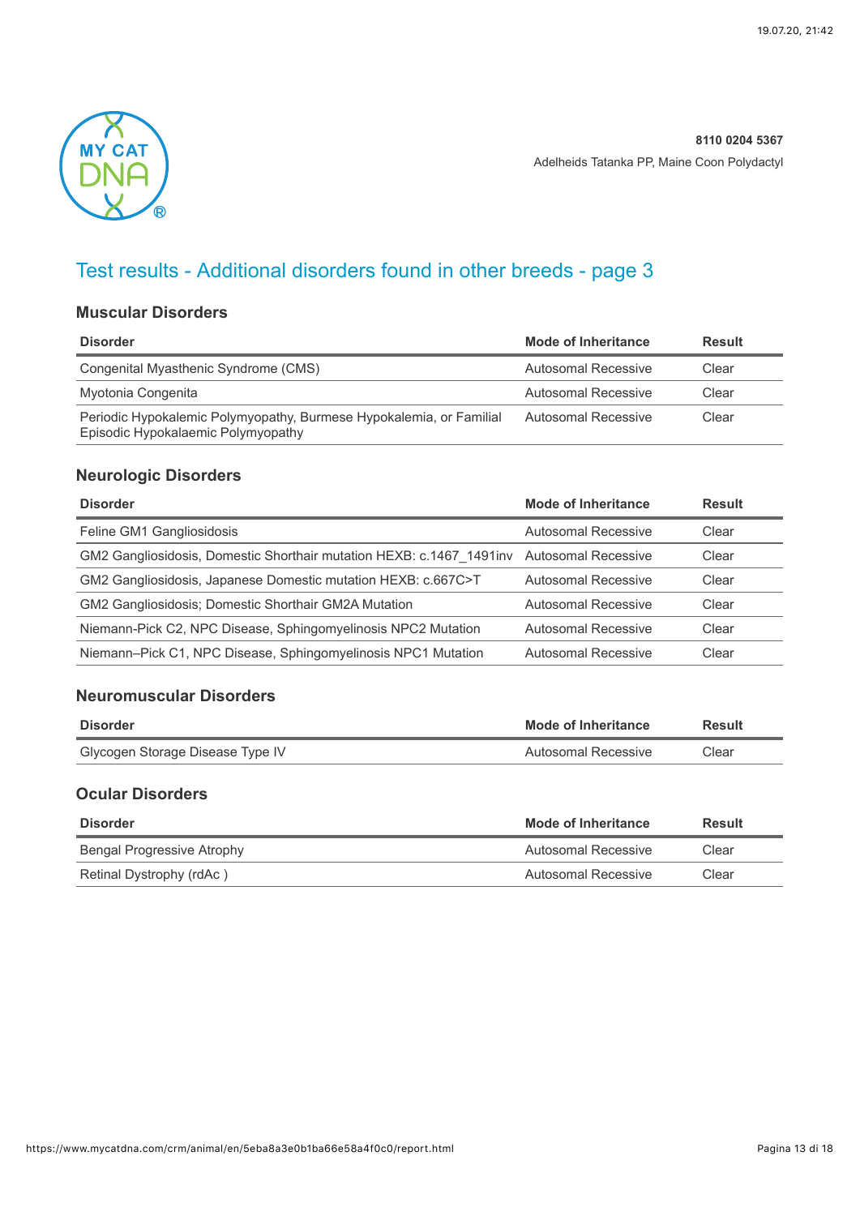**8110 0204 5367**

Adelheids Tatanka PP, Maine Coon Polydactyl

# Test results - Additional disorders found in other breeds - page 3

## Muscular Disorders

| Disorder | Mode of Inheritance | Result |
|---|---|---|
| Congenital Myasthenic Syndrome (CMS) | Autosomal Recessive | Clear |
| Myotonia Congenita | Autosomal Recessive | Clear |
| Periodic Hypokalemic Polymyopathy, Burmese Hypokalemia, or Familial Episodic Hypokalaemic Polymyopathy | Autosomal Recessive | Clear |

## Neurologic Disorders

| Disorder | Mode of Inheritance | Result |
|---|---|---|
| Feline GM1 Gangliosidosis | Autosomal Recessive | Clear |
| GM2 Gangliosidosis, Domestic Shorthair mutation HEXB: c.1467_1491inv | Autosomal Recessive | Clear |
| GM2 Gangliosidosis, Japanese Domestic mutation HEXB: c.667C>T | Autosomal Recessive | Clear |
| GM2 Gangliosidosis; Domestic Shorthair GM2A Mutation | Autosomal Recessive | Clear |
| Niemann-Pick C2, NPC Disease, Sphingomyelinosis NPC2 Mutation | Autosomal Recessive | Clear |
| Niemann–Pick C1, NPC Disease, Sphingomyelinosis NPC1 Mutation | Autosomal Recessive | Clear |

## Neuromuscular Disorders

| Disorder | Mode of Inheritance | Result |
|---|---|---|
| Glycogen Storage Disease Type IV | Autosomal Recessive | Clear |

## Ocular Disorders

| Disorder | Mode of Inheritance | Result |
|---|---|---|
| Bengal Progressive Atrophy | Autosomal Recessive | Clear |
| Retinal Dystrophy (rdAc ) | Autosomal Recessive | Clear |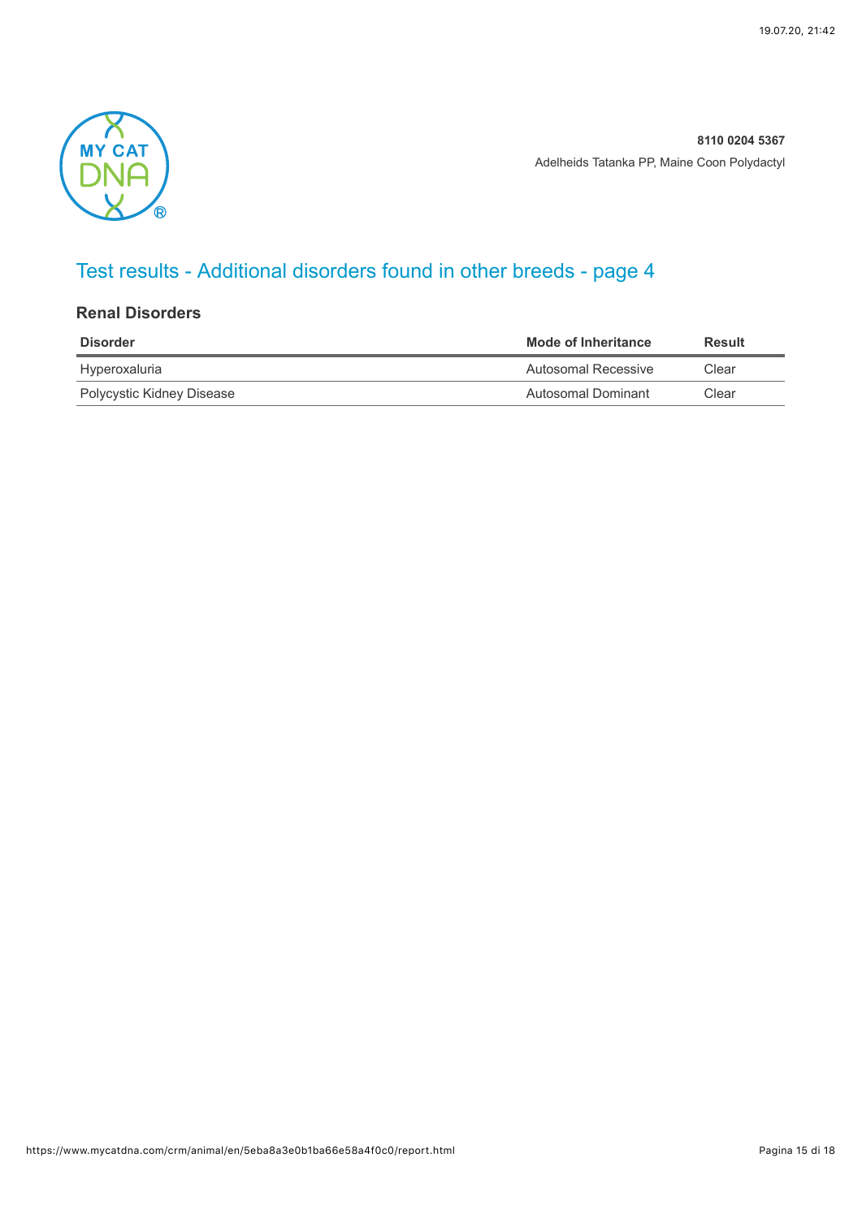**8110 0204 5367**

Adelheids Tatanka PP, Maine Coon Polydactyl

## Test results - Additional disorders found in other breeds - page 4

### Renal Disorders

| Disorder | Mode of Inheritance | Result |
|---|---|---|
| Hyperoxaluria | Autosomal Recessive | Clear |
| Polycystic Kidney Disease | Autosomal Dominant | Clear |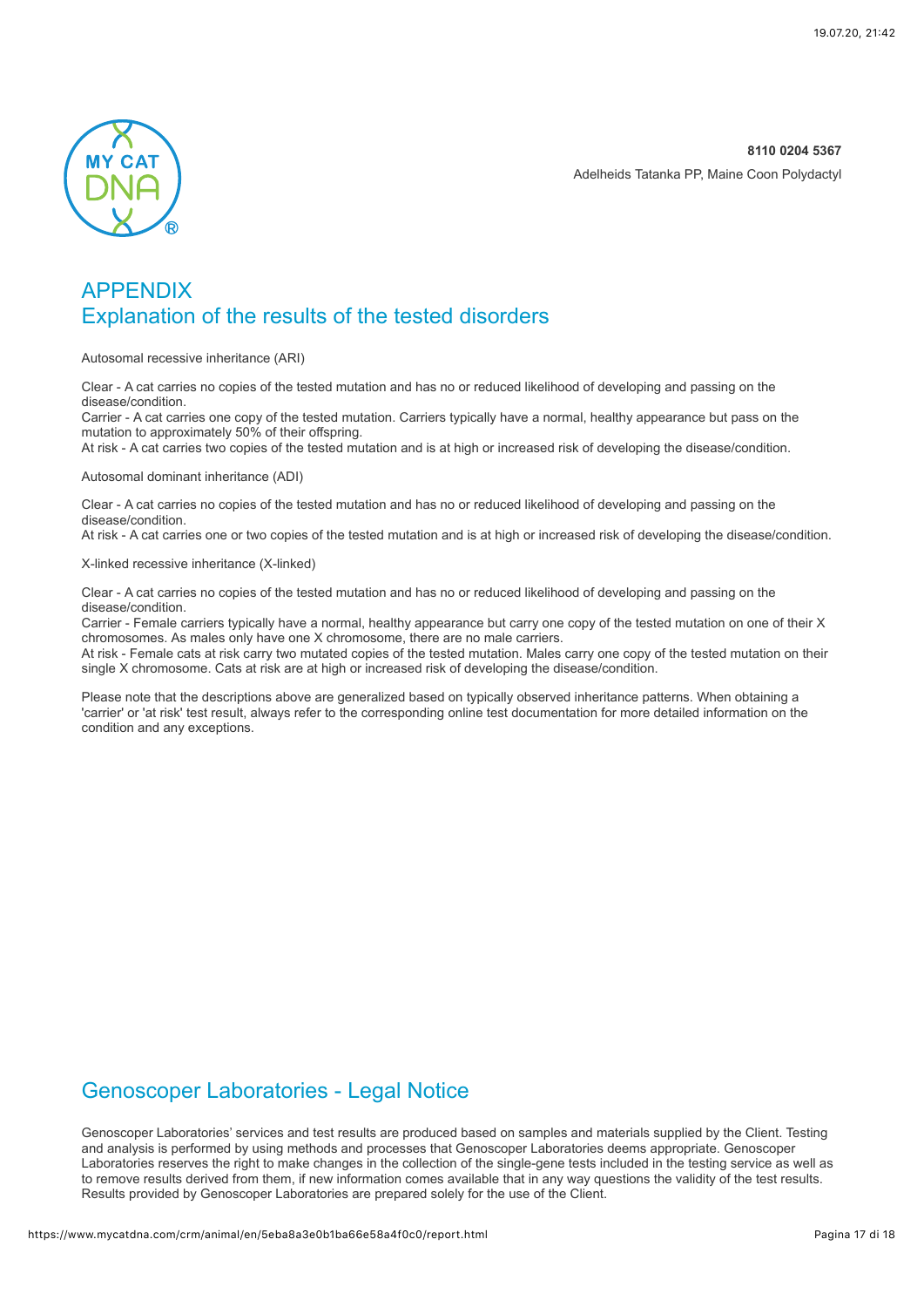**8110 0204 5367**

Adelheids Tatanka PP, Maine Coon Polydactyl

# APPENDIX
## Explanation of the results of the tested disorders

Autosomal recessive inheritance (ARI)

Clear - A cat carries no copies of the tested mutation and has no or reduced likelihood of developing and passing on the disease/condition.
Carrier - A cat carries one copy of the tested mutation. Carriers typically have a normal, healthy appearance but pass on the mutation to approximately 50% of their offspring.
At risk - A cat carries two copies of the tested mutation and is at high or increased risk of developing the disease/condition.

Autosomal dominant inheritance (ADI)

Clear - A cat carries no copies of the tested mutation and has no or reduced likelihood of developing and passing on the disease/condition.
At risk - A cat carries one or two copies of the tested mutation and is at high or increased risk of developing the disease/condition.

X-linked recessive inheritance (X-linked)

Clear - A cat carries no copies of the tested mutation and has no or reduced likelihood of developing and passing on the disease/condition.
Carrier - Female carriers typically have a normal, healthy appearance but carry one copy of the tested mutation on one of their X chromosomes. As males only have one X chromosome, there are no male carriers.
At risk - Female cats at risk carry two mutated copies of the tested mutation. Males carry one copy of the tested mutation on their single X chromosome. Cats at risk are at high or increased risk of developing the disease/condition.

Please note that the descriptions above are generalized based on typically observed inheritance patterns. When obtaining a 'carrier' or 'at risk' test result, always refer to the corresponding online test documentation for more detailed information on the condition and any exceptions.

## Genoscoper Laboratories - Legal Notice

Genoscoper Laboratories' services and test results are produced based on samples and materials supplied by the Client. Testing and analysis is performed by using methods and processes that Genoscoper Laboratories deems appropriate. Genoscoper Laboratories reserves the right to make changes in the collection of the single-gene tests included in the testing service as well as to remove results derived from them, if new information comes available that in any way questions the validity of the test results. Results provided by Genoscoper Laboratories are prepared solely for the use of the Client.